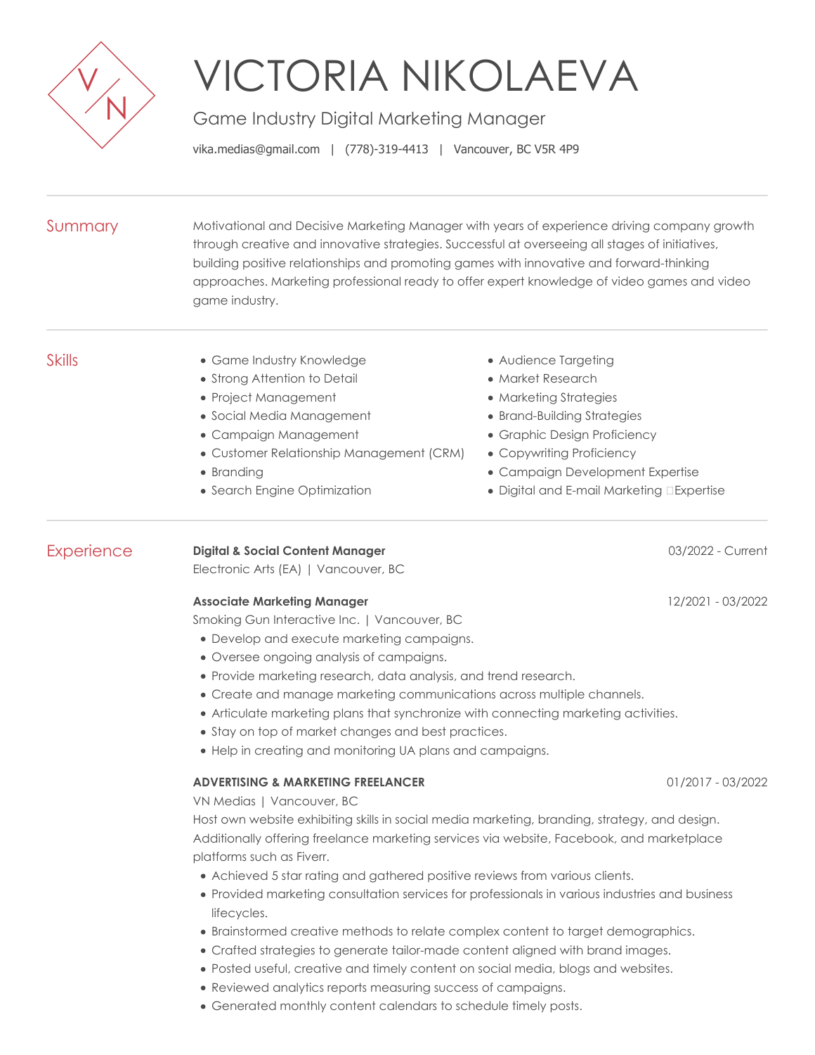# VICTORIA NIKOLAEVA

Game Industry Digital Marketing Manager

vika.medias@gmail.com | (778)-319-4413 | Vancouver, BC V5R 4P9

## Summary

Motivational and Decisive Marketing Manager with years of experience driving company growth through creative and innovative strategies. Successful at overseeing all stages of initiatives, building positive relationships and promoting games with innovative and forward-thinking approaches. Marketing professional ready to offer expert knowledge of video games and video game industry.

## Skills

- Game Industry Knowledge
- Strong Attention to Detail
- Project Management
- Social Media Management
- Campaign Management
- Customer Relationship Management (CRM)
- Branding
- Search Engine Optimization
- Audience Targeting
- Market Research
- Marketing Strategies
- Brand-Building Strategies
- Graphic Design Proficiency
- Copywriting Proficiency
- Campaign Development Expertise
- Digital and E-mail Marketing Expertise

## Experience

**Digital & Social Content Manager** 03/2022 - Current
Electronic Arts (EA) | Vancouver, BC

**Associate Marketing Manager** 12/2021 - 03/2022
Smoking Gun Interactive Inc. | Vancouver, BC

- Develop and execute marketing campaigns.
- Oversee ongoing analysis of campaigns.
- Provide marketing research, data analysis, and trend research.
- Create and manage marketing communications across multiple channels.
- Articulate marketing plans that synchronize with connecting marketing activities.
- Stay on top of market changes and best practices.
- Help in creating and monitoring UA plans and campaigns.

**ADVERTISING & MARKETING FREELANCER** 01/2017 - 03/2022
VN Medias | Vancouver, BC

Host own website exhibiting skills in social media marketing, branding, strategy, and design. Additionally offering freelance marketing services via website, Facebook, and marketplace platforms such as Fiverr.

- Achieved 5 star rating and gathered positive reviews from various clients.
- Provided marketing consultation services for professionals in various industries and business lifecycles.
- Brainstormed creative methods to relate complex content to target demographics.
- Crafted strategies to generate tailor-made content aligned with brand images.
- Posted useful, creative and timely content on social media, blogs and websites.
- Reviewed analytics reports measuring success of campaigns.
- Generated monthly content calendars to schedule timely posts.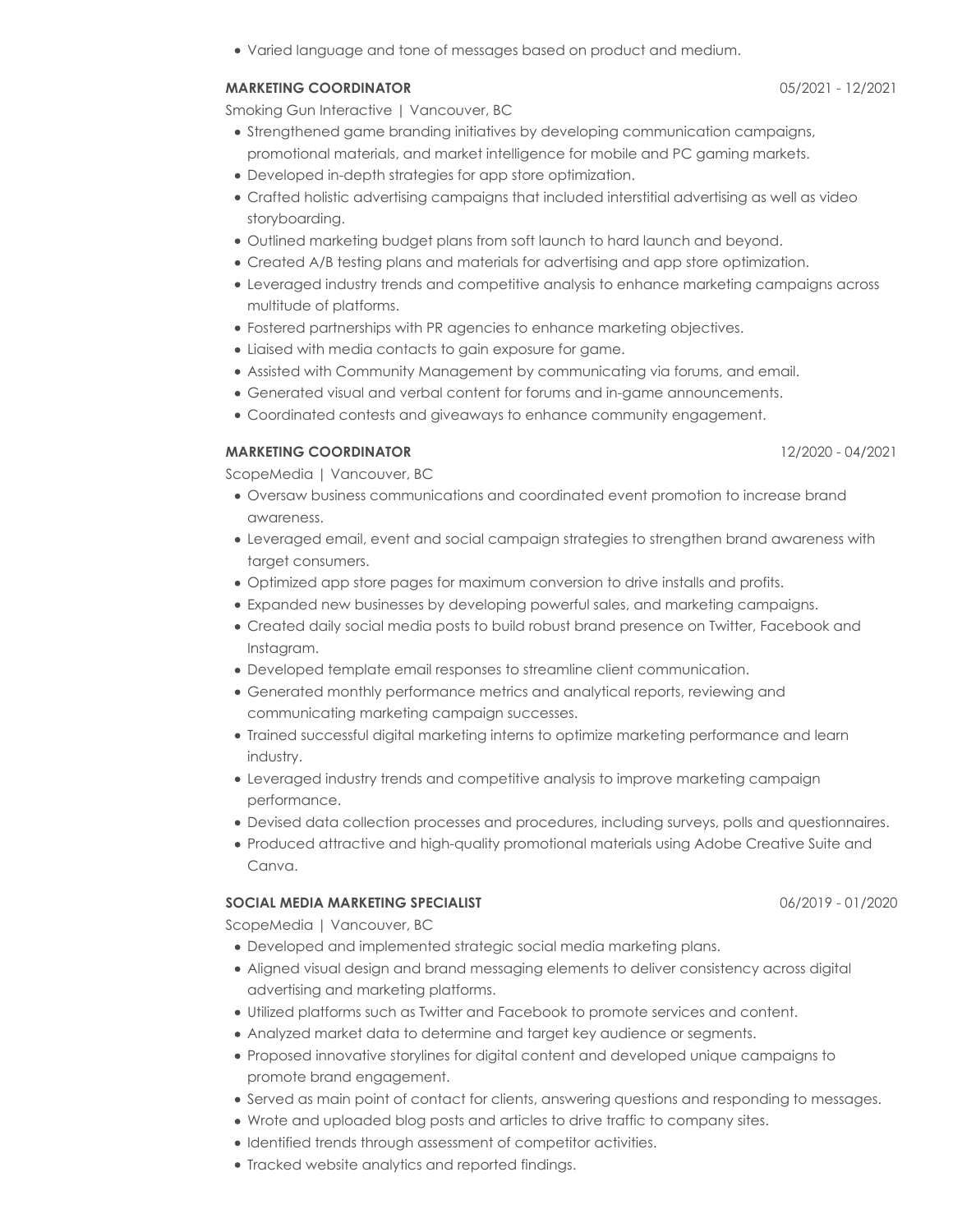- Varied language and tone of messages based on product and medium.

**MARKETING COORDINATOR** 05/2021 - 12/2021

Smoking Gun Interactive | Vancouver, BC

- Strengthened game branding initiatives by developing communication campaigns, promotional materials, and market intelligence for mobile and PC gaming markets.
- Developed in-depth strategies for app store optimization.
- Crafted holistic advertising campaigns that included interstitial advertising as well as video storyboarding.
- Outlined marketing budget plans from soft launch to hard launch and beyond.
- Created A/B testing plans and materials for advertising and app store optimization.
- Leveraged industry trends and competitive analysis to enhance marketing campaigns across multitude of platforms.
- Fostered partnerships with PR agencies to enhance marketing objectives.
- Liaised with media contacts to gain exposure for game.
- Assisted with Community Management by communicating via forums, and email.
- Generated visual and verbal content for forums and in-game announcements.
- Coordinated contests and giveaways to enhance community engagement.

**MARKETING COORDINATOR** 12/2020 - 04/2021

ScopeMedia | Vancouver, BC

- Oversaw business communications and coordinated event promotion to increase brand awareness.
- Leveraged email, event and social campaign strategies to strengthen brand awareness with target consumers.
- Optimized app store pages for maximum conversion to drive installs and profits.
- Expanded new businesses by developing powerful sales, and marketing campaigns.
- Created daily social media posts to build robust brand presence on Twitter, Facebook and Instagram.
- Developed template email responses to streamline client communication.
- Generated monthly performance metrics and analytical reports, reviewing and communicating marketing campaign successes.
- Trained successful digital marketing interns to optimize marketing performance and learn industry.
- Leveraged industry trends and competitive analysis to improve marketing campaign performance.
- Devised data collection processes and procedures, including surveys, polls and questionnaires.
- Produced attractive and high-quality promotional materials using Adobe Creative Suite and Canva.

**SOCIAL MEDIA MARKETING SPECIALIST** 06/2019 - 01/2020

ScopeMedia | Vancouver, BC

- Developed and implemented strategic social media marketing plans.
- Aligned visual design and brand messaging elements to deliver consistency across digital advertising and marketing platforms.
- Utilized platforms such as Twitter and Facebook to promote services and content.
- Analyzed market data to determine and target key audience or segments.
- Proposed innovative storylines for digital content and developed unique campaigns to promote brand engagement.
- Served as main point of contact for clients, answering questions and responding to messages.
- Wrote and uploaded blog posts and articles to drive traffic to company sites.
- Identified trends through assessment of competitor activities.
- Tracked website analytics and reported findings.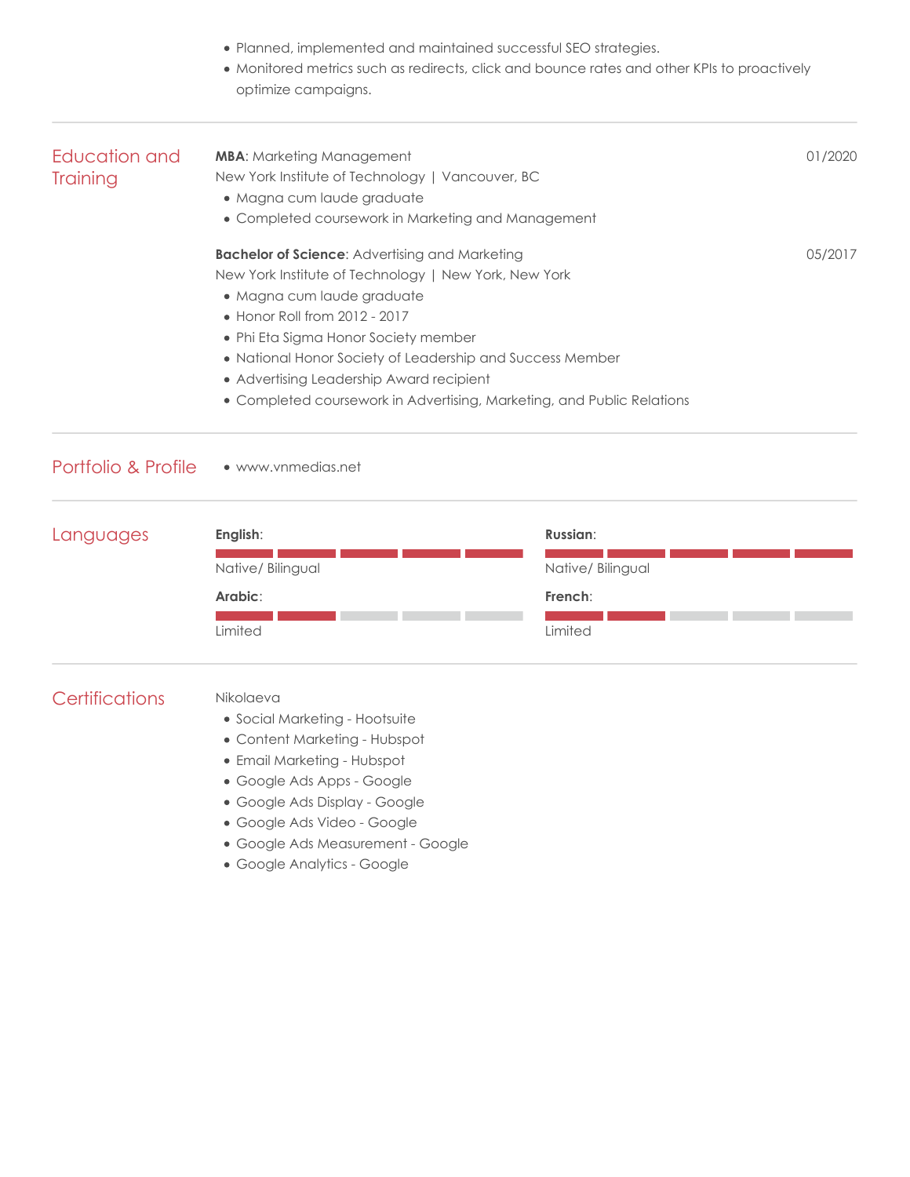- Planned, implemented and maintained successful SEO strategies.
- Monitored metrics such as redirects, click and bounce rates and other KPIs to proactively optimize campaigns.

## Education and Training

**MBA**: Marketing Management — 01/2020
New York Institute of Technology | Vancouver, BC

- Magna cum laude graduate
- Completed coursework in Marketing and Management

**Bachelor of Science**: Advertising and Marketing — 05/2017
New York Institute of Technology | New York, New York

- Magna cum laude graduate
- Honor Roll from 2012 - 2017
- Phi Eta Sigma Honor Society member
- National Honor Society of Leadership and Success Member
- Advertising Leadership Award recipient
- Completed coursework in Advertising, Marketing, and Public Relations

## Portfolio & Profile

- www.vnmedias.net

## Languages

**English**:
Native/ Bilingual

**Russian**:
Native/ Bilingual

**Arabic**:
Limited

**French**:
Limited

## Certifications

Nikolaeva

- Social Marketing - Hootsuite
- Content Marketing - Hubspot
- Email Marketing - Hubspot
- Google Ads Apps - Google
- Google Ads Display - Google
- Google Ads Video - Google
- Google Ads Measurement - Google
- Google Analytics - Google